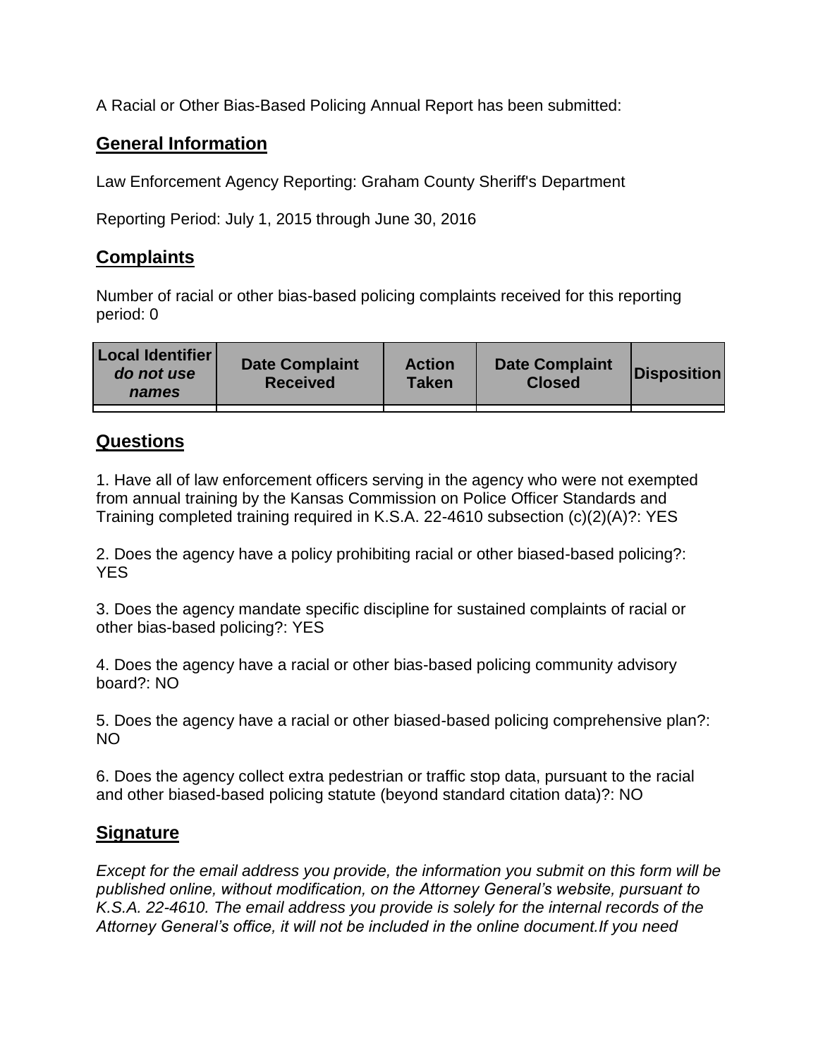A Racial or Other Bias-Based Policing Annual Report has been submitted:

## General Information

Law Enforcement Agency Reporting: Graham County Sheriff's Department

Reporting Period: July 1, 2015 through June 30, 2016

## Complaints

Number of racial or other bias-based policing complaints received for this reporting period: 0

| Local Identifier *do not use names* | Date Complaint Received | Action Taken | Date Complaint Closed | Disposition |
|---|---|---|---|---|
| | | | | |

## Questions

1. Have all of law enforcement officers serving in the agency who were not exempted from annual training by the Kansas Commission on Police Officer Standards and Training completed training required in K.S.A. 22-4610 subsection (c)(2)(A)?: YES

2. Does the agency have a policy prohibiting racial or other biased-based policing?: YES

3. Does the agency mandate specific discipline for sustained complaints of racial or other bias-based policing?: YES

4. Does the agency have a racial or other bias-based policing community advisory board?: NO

5. Does the agency have a racial or other biased-based policing comprehensive plan?: NO

6. Does the agency collect extra pedestrian or traffic stop data, pursuant to the racial and other biased-based policing statute (beyond standard citation data)?: NO

## Signature

*Except for the email address you provide, the information you submit on this form will be published online, without modification, on the Attorney General's website, pursuant to K.S.A. 22-4610. The email address you provide is solely for the internal records of the Attorney General's office, it will not be included in the online document.If you need*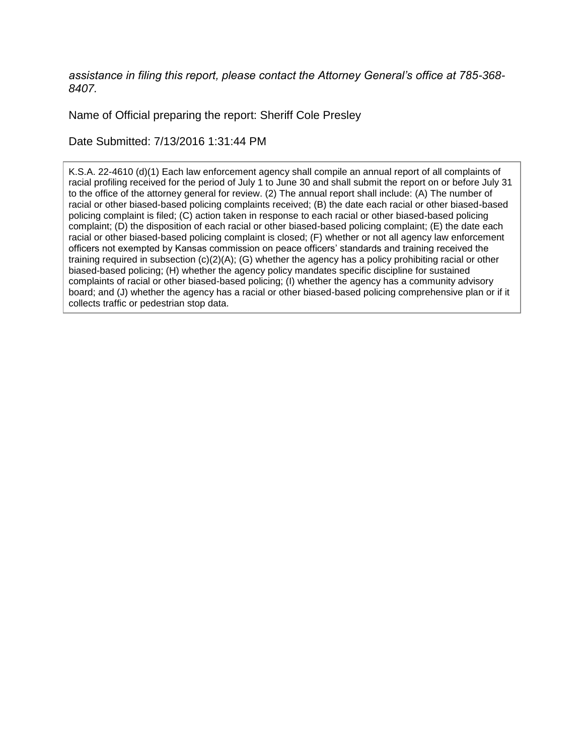*assistance in filing this report, please contact the Attorney General's office at 785-368-8407.*

Name of Official preparing the report: Sheriff Cole Presley

Date Submitted: 7/13/2016 1:31:44 PM

K.S.A. 22-4610 (d)(1) Each law enforcement agency shall compile an annual report of all complaints of racial profiling received for the period of July 1 to June 30 and shall submit the report on or before July 31 to the office of the attorney general for review. (2) The annual report shall include: (A) The number of racial or other biased-based policing complaints received; (B) the date each racial or other biased-based policing complaint is filed; (C) action taken in response to each racial or other biased-based policing complaint; (D) the disposition of each racial or other biased-based policing complaint; (E) the date each racial or other biased-based policing complaint is closed; (F) whether or not all agency law enforcement officers not exempted by Kansas commission on peace officers' standards and training received the training required in subsection (c)(2)(A); (G) whether the agency has a policy prohibiting racial or other biased-based policing; (H) whether the agency policy mandates specific discipline for sustained complaints of racial or other biased-based policing; (I) whether the agency has a community advisory board; and (J) whether the agency has a racial or other biased-based policing comprehensive plan or if it collects traffic or pedestrian stop data.